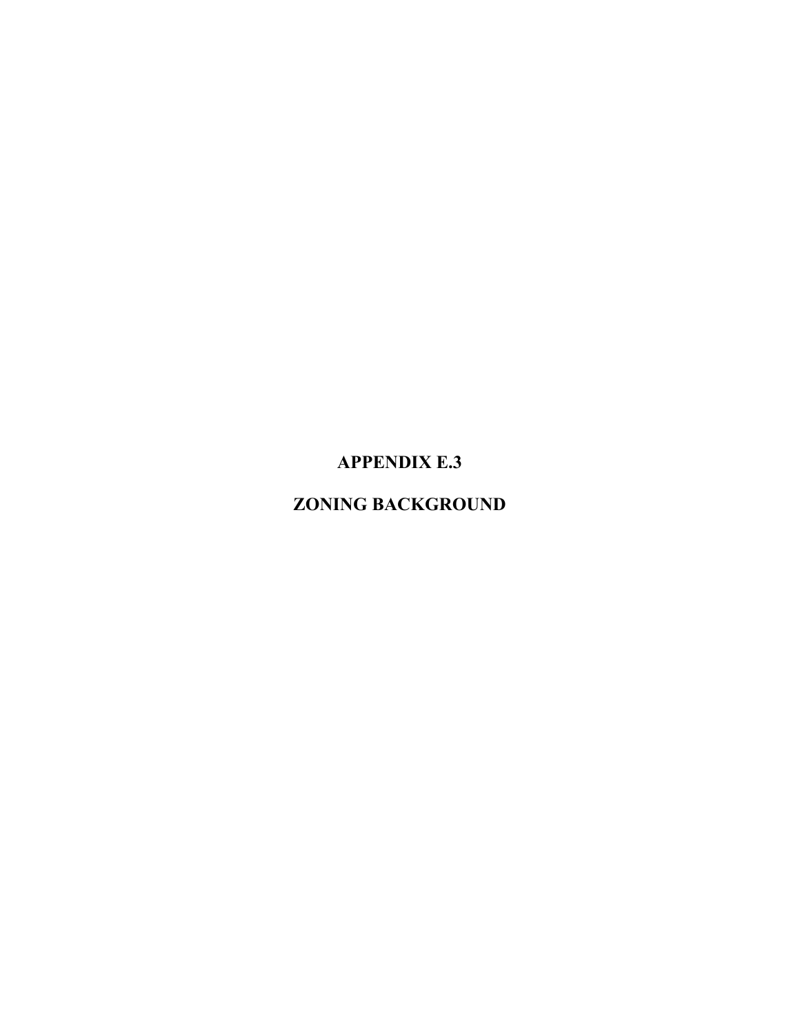# APPENDIX E.3

# ZONING BACKGROUND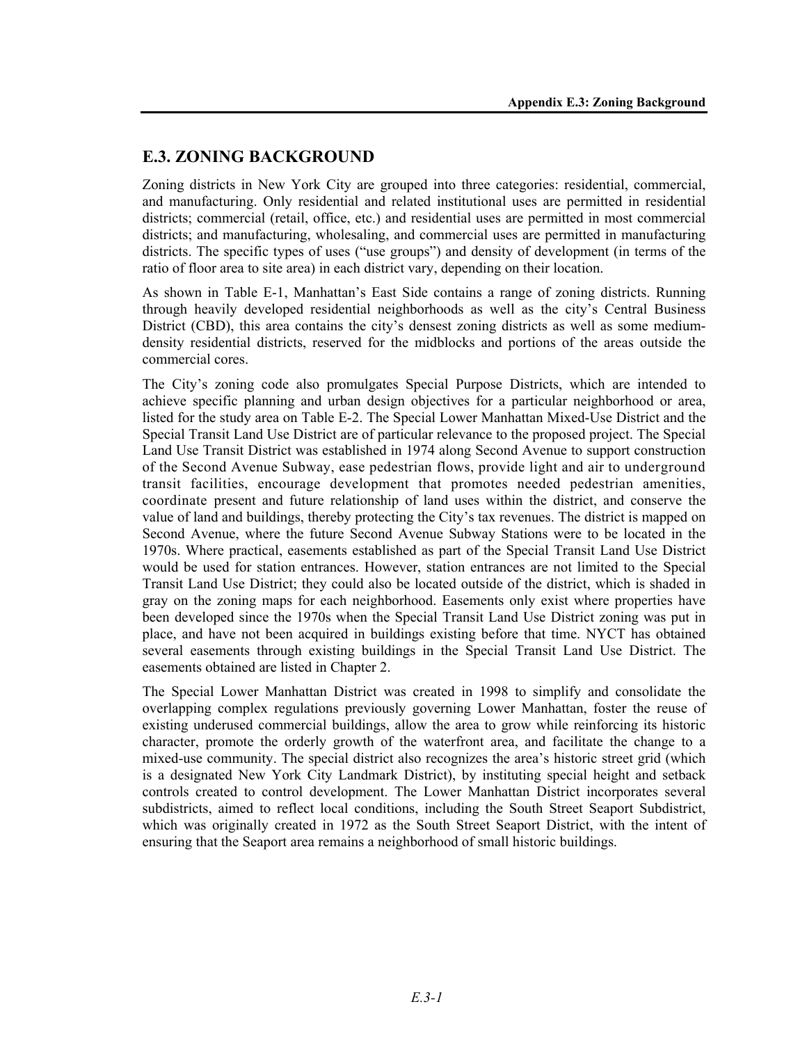## E.3. ZONING BACKGROUND

Zoning districts in New York City are grouped into three categories: residential, commercial, and manufacturing. Only residential and related institutional uses are permitted in residential districts; commercial (retail, office, etc.) and residential uses are permitted in most commercial districts; and manufacturing, wholesaling, and commercial uses are permitted in manufacturing districts. The specific types of uses ("use groups") and density of development (in terms of the ratio of floor area to site area) in each district vary, depending on their location.

As shown in Table E-1, Manhattan's East Side contains a range of zoning districts. Running through heavily developed residential neighborhoods as well as the city's Central Business District (CBD), this area contains the city's densest zoning districts as well as some medium-density residential districts, reserved for the midblocks and portions of the areas outside the commercial cores.

The City's zoning code also promulgates Special Purpose Districts, which are intended to achieve specific planning and urban design objectives for a particular neighborhood or area, listed for the study area on Table E-2. The Special Lower Manhattan Mixed-Use District and the Special Transit Land Use District are of particular relevance to the proposed project. The Special Land Use Transit District was established in 1974 along Second Avenue to support construction of the Second Avenue Subway, ease pedestrian flows, provide light and air to underground transit facilities, encourage development that promotes needed pedestrian amenities, coordinate present and future relationship of land uses within the district, and conserve the value of land and buildings, thereby protecting the City's tax revenues. The district is mapped on Second Avenue, where the future Second Avenue Subway Stations were to be located in the 1970s. Where practical, easements established as part of the Special Transit Land Use District would be used for station entrances. However, station entrances are not limited to the Special Transit Land Use District; they could also be located outside of the district, which is shaded in gray on the zoning maps for each neighborhood. Easements only exist where properties have been developed since the 1970s when the Special Transit Land Use District zoning was put in place, and have not been acquired in buildings existing before that time. NYCT has obtained several easements through existing buildings in the Special Transit Land Use District. The easements obtained are listed in Chapter 2.

The Special Lower Manhattan District was created in 1998 to simplify and consolidate the overlapping complex regulations previously governing Lower Manhattan, foster the reuse of existing underused commercial buildings, allow the area to grow while reinforcing its historic character, promote the orderly growth of the waterfront area, and facilitate the change to a mixed-use community. The special district also recognizes the area's historic street grid (which is a designated New York City Landmark District), by instituting special height and setback controls created to control development. The Lower Manhattan District incorporates several subdistricts, aimed to reflect local conditions, including the South Street Seaport Subdistrict, which was originally created in 1972 as the South Street Seaport District, with the intent of ensuring that the Seaport area remains a neighborhood of small historic buildings.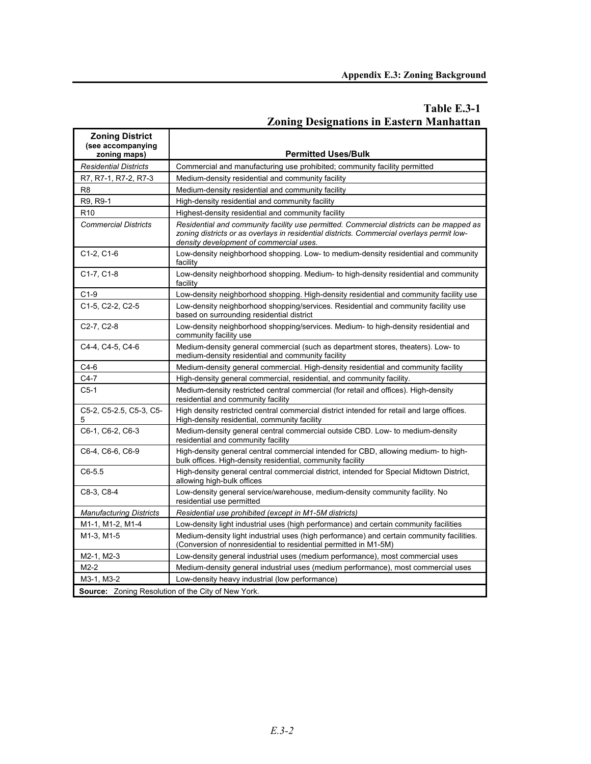## Table E.3-1
## Zoning Designations in Eastern Manhattan

| Zoning District (see accompanying zoning maps) | Permitted Uses/Bulk |
|---|---|
| *Residential Districts* | Commercial and manufacturing use prohibited; community facility permitted |
| R7, R7-1, R7-2, R7-3 | Medium-density residential and community facility |
| R8 | Medium-density residential and community facility |
| R9, R9-1 | High-density residential and community facility |
| R10 | Highest-density residential and community facility |
| *Commercial Districts* | *Residential and community facility use permitted. Commercial districts can be mapped as zoning districts or as overlays in residential districts. Commercial overlays permit low-density development of commercial uses.* |
| C1-2, C1-6 | Low-density neighborhood shopping. Low- to medium-density residential and community facility |
| C1-7, C1-8 | Low-density neighborhood shopping. Medium- to high-density residential and community facility |
| C1-9 | Low-density neighborhood shopping. High-density residential and community facility use |
| C1-5, C2-2, C2-5 | Low-density neighborhood shopping/services. Residential and community facility use based on surrounding residential district |
| C2-7, C2-8 | Low-density neighborhood shopping/services. Medium- to high-density residential and community facility use |
| C4-4, C4-5, C4-6 | Medium-density general commercial (such as department stores, theaters). Low- to medium-density residential and community facility |
| C4-6 | Medium-density general commercial. High-density residential and community facility |
| C4-7 | High-density general commercial, residential, and community facility. |
| C5-1 | Medium-density restricted central commercial (for retail and offices). High-density residential and community facility |
| C5-2, C5-2.5, C5-3, C5-5 | High density restricted central commercial district intended for retail and large offices. High-density residential, community facility |
| C6-1, C6-2, C6-3 | Medium-density general central commercial outside CBD. Low- to medium-density residential and community facility |
| C6-4, C6-6, C6-9 | High-density general central commercial intended for CBD, allowing medium- to high-bulk offices. High-density residential, community facility |
| C6-5.5 | High-density general central commercial district, intended for Special Midtown District, allowing high-bulk offices |
| C8-3, C8-4 | Low-density general service/warehouse, medium-density community facility. No residential use permitted |
| *Manufacturing Districts* | *Residential use prohibited (except in M1-5M districts)* |
| M1-1, M1-2, M1-4 | Low-density light industrial uses (high performance) and certain community facilities |
| M1-3, M1-5 | Medium-density light industrial uses (high performance) and certain community facilities. (Conversion of nonresidential to residential permitted in M1-5M) |
| M2-1, M2-3 | Low-density general industrial uses (medium performance), most commercial uses |
| M2-2 | Medium-density general industrial uses (medium performance), most commercial uses |
| M3-1, M3-2 | Low-density heavy industrial (low performance) |

**Source:** Zoning Resolution of the City of New York.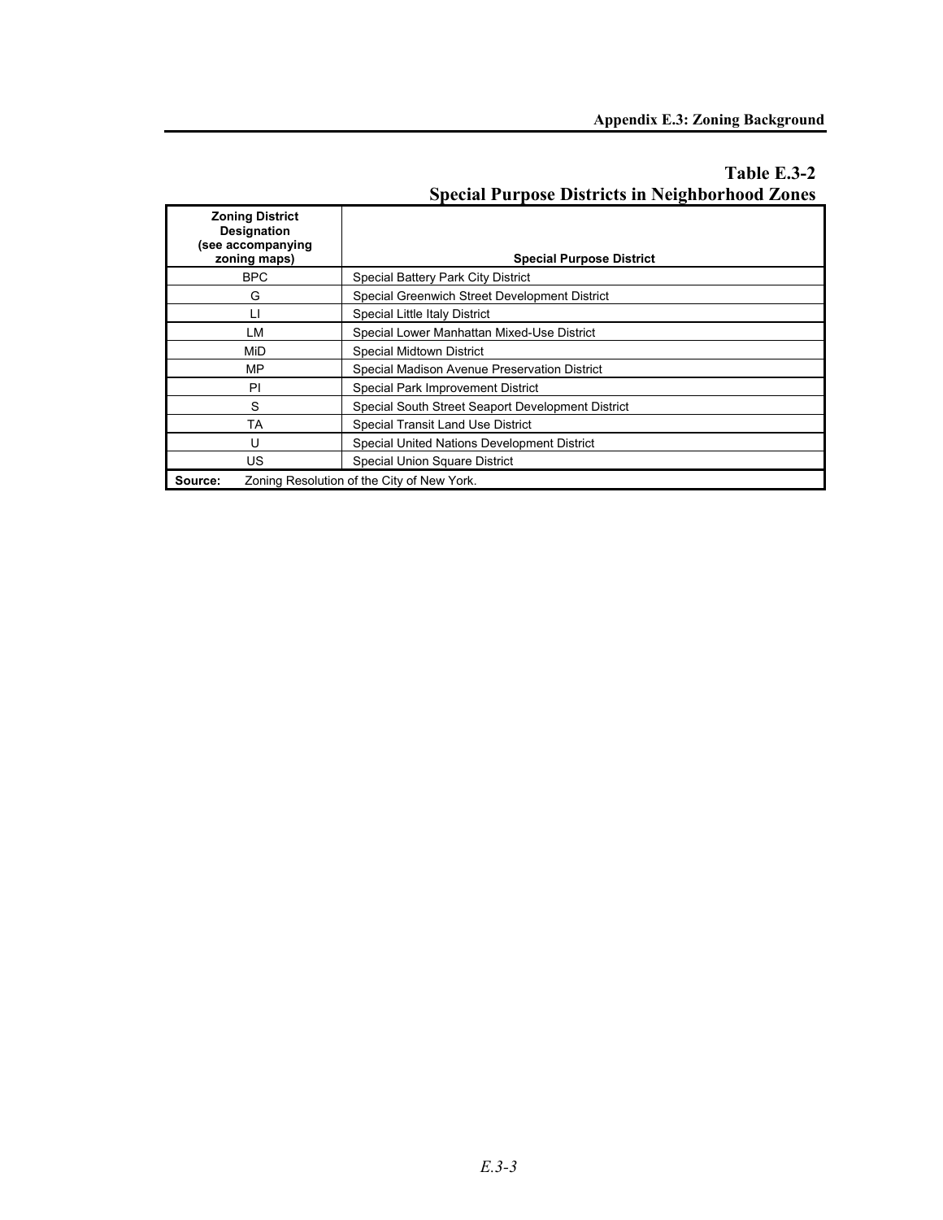## Table E.3-2
## Special Purpose Districts in Neighborhood Zones

| Zoning District Designation (see accompanying zoning maps) | Special Purpose District |
|---|---|
| BPC | Special Battery Park City District |
| G | Special Greenwich Street Development District |
| LI | Special Little Italy District |
| LM | Special Lower Manhattan Mixed-Use District |
| MiD | Special Midtown District |
| MP | Special Madison Avenue Preservation District |
| PI | Special Park Improvement District |
| S | Special South Street Seaport Development District |
| TA | Special Transit Land Use District |
| U | Special United Nations Development District |
| US | Special Union Square District |

**Source:** Zoning Resolution of the City of New York.